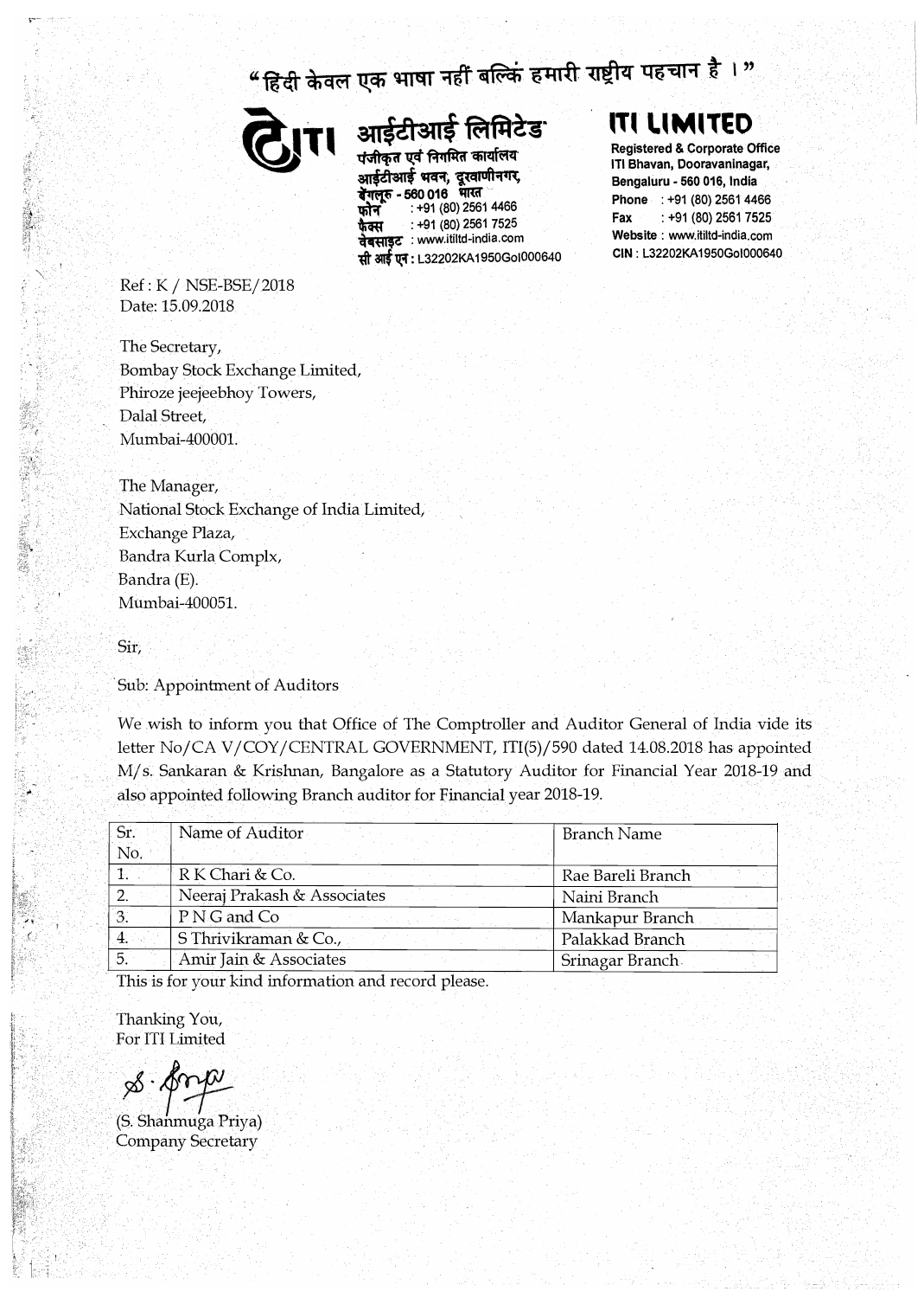"हिंदी केवल एक भाषा नहीं बल्कि हमारी राष्ट्रीय पहचान है ।"

**आईटीआई लिमिटेड**

पंजीकृत एवं निगमित कार्यालय
आईटीआई भवन, दूरवाणीनगर,
बेंगलूरु - 560 016 भारत
फोन : +91 (80) 2561 4466
फैक्स : +91 (80) 2561 7525
वेबसाइट : www.itiltd-india.com
सी आई एन : L32202KA1950GoI000640

**ITI LIMITED**

Registered & Corporate Office
ITI Bhavan, Dooravaninagar,
Bengaluru - 560 016, India
Phone : +91 (80) 2561 4466
Fax : +91 (80) 2561 7525
Website : www.itiltd-india.com
CIN : L32202KA1950GoI000640

Ref : K / NSE-BSE/2018
Date: 15.09.2018

The Secretary,
Bombay Stock Exchange Limited,
Phiroze jeejeebhoy Towers,
Dalal Street,
Mumbai-400001.

The Manager,
National Stock Exchange of India Limited,
Exchange Plaza,
Bandra Kurla Complx,
Bandra (E).
Mumbai-400051.

Sir,

Sub: Appointment of Auditors

We wish to inform you that Office of The Comptroller and Auditor General of India vide its letter No/CA V/COY/CENTRAL GOVERNMENT, ITI(5)/590 dated 14.08.2018 has appointed M/s. Sankaran & Krishnan, Bangalore as a Statutory Auditor for Financial Year 2018-19 and also appointed following Branch auditor for Financial year 2018-19.

| Sr. No. | Name of Auditor | Branch Name |
|---|---|---|
| 1. | R K Chari & Co. | Rae Bareli Branch |
| 2. | Neeraj Prakash & Associates | Naini Branch |
| 3. | P N G and Co | Mankapur Branch |
| 4. | S Thrivikraman & Co., | Palakkad Branch |
| 5. | Amir Jain & Associates | Srinagar Branch |

This is for your kind information and record please.

Thanking You,
For ITI Limited

(S. Shanmuga Priya)
Company Secretary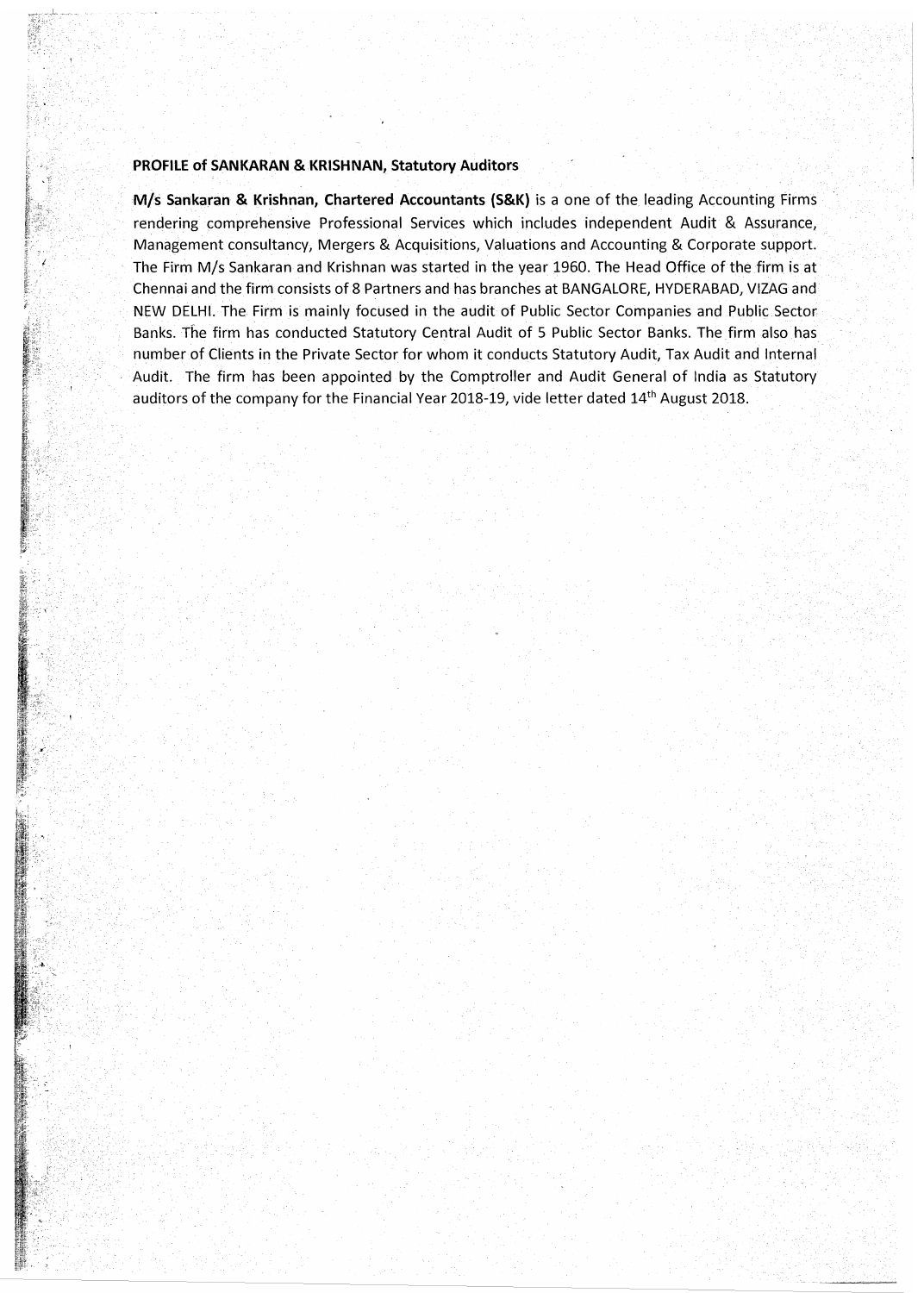**PROFILE of SANKARAN & KRISHNAN, Statutory Auditors**

**M/s Sankaran & Krishnan, Chartered Accountants (S&K)** is a one of the leading Accounting Firms rendering comprehensive Professional Services which includes independent Audit & Assurance, Management consultancy, Mergers & Acquisitions, Valuations and Accounting & Corporate support. The Firm M/s Sankaran and Krishnan was started in the year 1960. The Head Office of the firm is at Chennai and the firm consists of 8 Partners and has branches at BANGALORE, HYDERABAD, VIZAG and NEW DELHI. The Firm is mainly focused in the audit of Public Sector Companies and Public Sector Banks. The firm has conducted Statutory Central Audit of 5 Public Sector Banks. The firm also has number of Clients in the Private Sector for whom it conducts Statutory Audit, Tax Audit and Internal Audit. The firm has been appointed by the Comptroller and Audit General of India as Statutory auditors of the company for the Financial Year 2018-19, vide letter dated 14th August 2018.